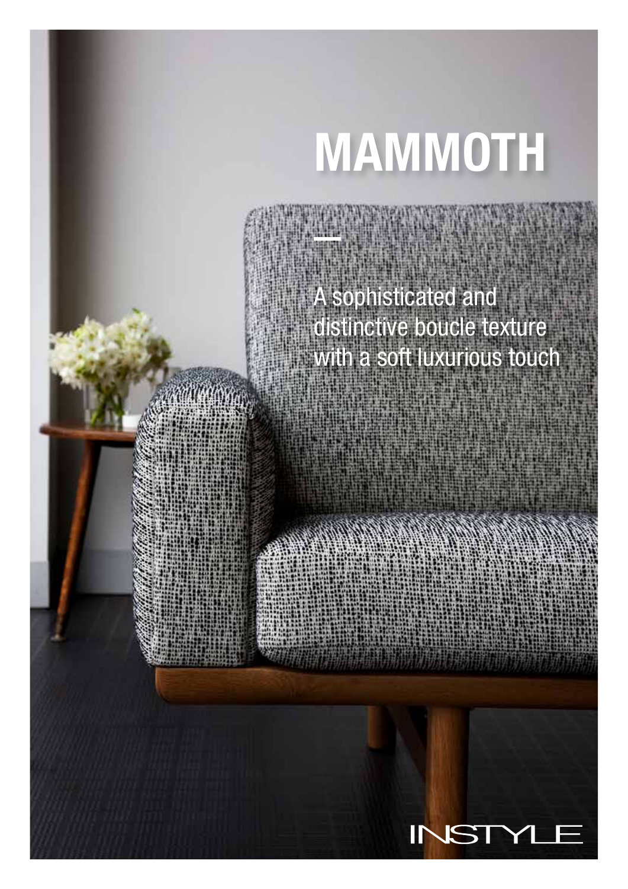# MAMMOTH

—

A sophisticated and distinctive boucle texture with a soft luxurious touch

INSTYLE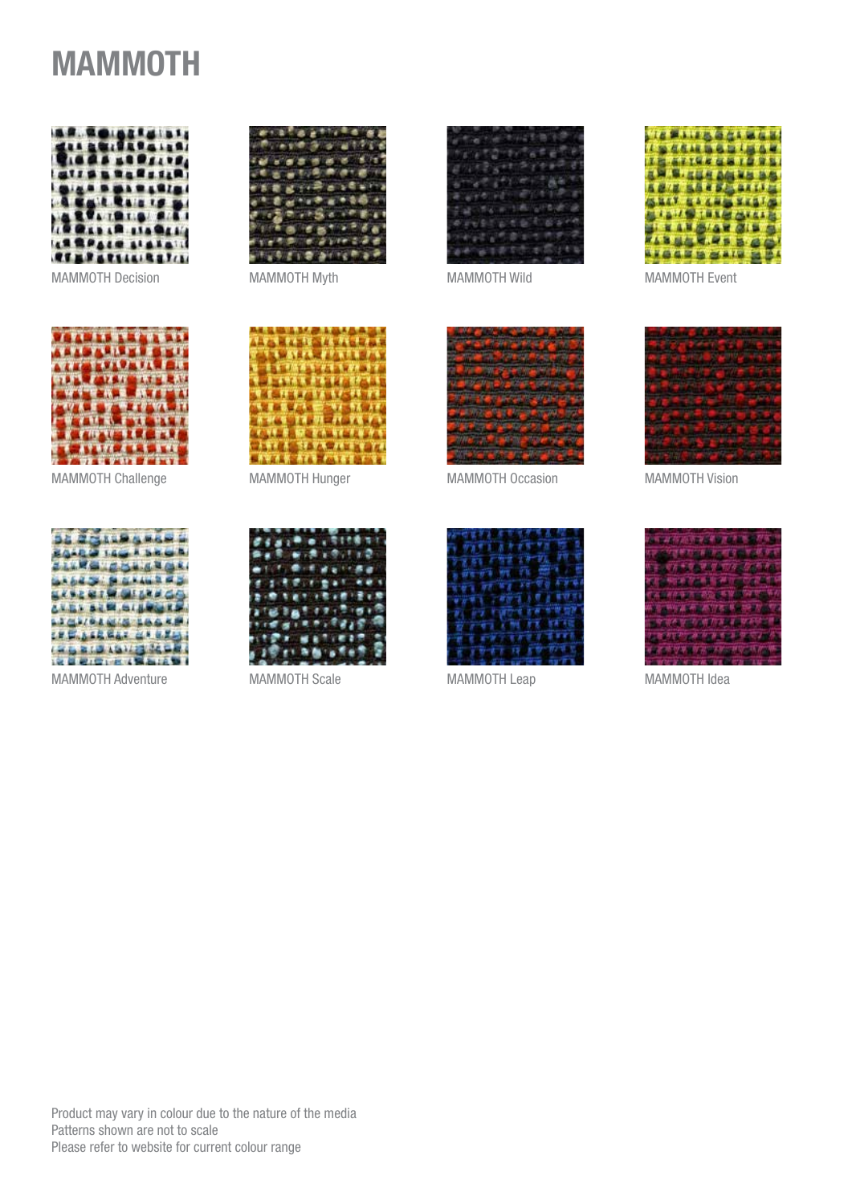# MAMMOTH

MAMMOTH Decision

MAMMOTH Myth

MAMMOTH Wild

MAMMOTH Event

MAMMOTH Challenge

MAMMOTH Hunger

MAMMOTH Occasion

MAMMOTH Vision

MAMMOTH Adventure

MAMMOTH Scale

MAMMOTH Leap

MAMMOTH Idea

Product may vary in colour due to the nature of the media
Patterns shown are not to scale
Please refer to website for current colour range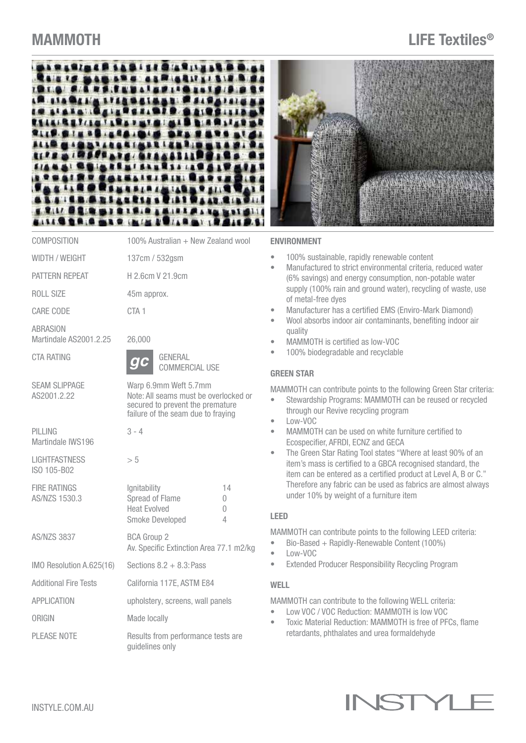# MAMMOTH

## LIFE Textiles®

| | |
|---|---|
| COMPOSITION | 100% Australian + New Zealand wool |
| WIDTH / WEIGHT | 137cm / 532gsm |
| PATTERN REPEAT | H 2.6cm V 21.9cm |
| ROLL SIZE | 45m approx. |
| CARE CODE | CTA 1 |
| ABRASION Martindale AS2001.2.25 | 26,000 |
| CTA RATING | gc GENERAL COMMERCIAL USE |
| SEAM SLIPPAGE AS2001.2.22 | Warp 6.9mm Weft 5.7mm Note: All seams must be overlocked or secured to prevent the premature failure of the seam due to fraying |
| PILLING Martindale IWS196 | 3 - 4 |
| LIGHTFASTNESS ISO 105-B02 | > 5 |
| FIRE RATINGS AS/NZS 1530.3 | Ignitability 14, Spread of Flame 0, Heat Evolved 0, Smoke Developed 4 |
| AS/NZS 3837 | BCA Group 2 Av. Specific Extinction Area 77.1 m2/kg |
| IMO Resolution A.625(16) | Sections 8.2 + 8.3: Pass |
| Additional Fire Tests | California 117E, ASTM E84 |
| APPLICATION | upholstery, screens, wall panels |
| ORIGIN | Made locally |
| PLEASE NOTE | Results from performance tests are guidelines only |

### ENVIRONMENT

- 100% sustainable, rapidly renewable content
- Manufactured to strict environmental criteria, reduced water (6% savings) and energy consumption, non-potable water supply (100% rain and ground water), recycling of waste, use of metal-free dyes
- Manufacturer has a certified EMS (Enviro-Mark Diamond)
- Wool absorbs indoor air contaminants, benefiting indoor air quality
- MAMMOTH is certified as low-VOC
- 100% biodegradable and recyclable

### GREEN STAR

MAMMOTH can contribute points to the following Green Star criteria:

- Stewardship Programs: MAMMOTH can be reused or recycled through our Revive recycling program
- Low-VOC
- MAMMOTH can be used on white furniture certified to Ecospecifier, AFRDI, ECNZ and GECA
- The Green Star Rating Tool states "Where at least 90% of an item's mass is certified to a GBCA recognised standard, the item can be entered as a certified product at Level A, B or C." Therefore any fabric can be used as fabrics are almost always under 10% by weight of a furniture item

### LEED

MAMMOTH can contribute points to the following LEED criteria:

- Bio-Based + Rapidly-Renewable Content (100%)
- Low-VOC
- Extended Producer Responsibility Recycling Program

### WELL

MAMMOTH can contribute to the following WELL criteria:

- Low VOC / VOC Reduction: MAMMOTH is low VOC
- Toxic Material Reduction: MAMMOTH is free of PFCs, flame retardants, phthalates and urea formaldehyde

INSTYLE.COM.AU

INSTYLE